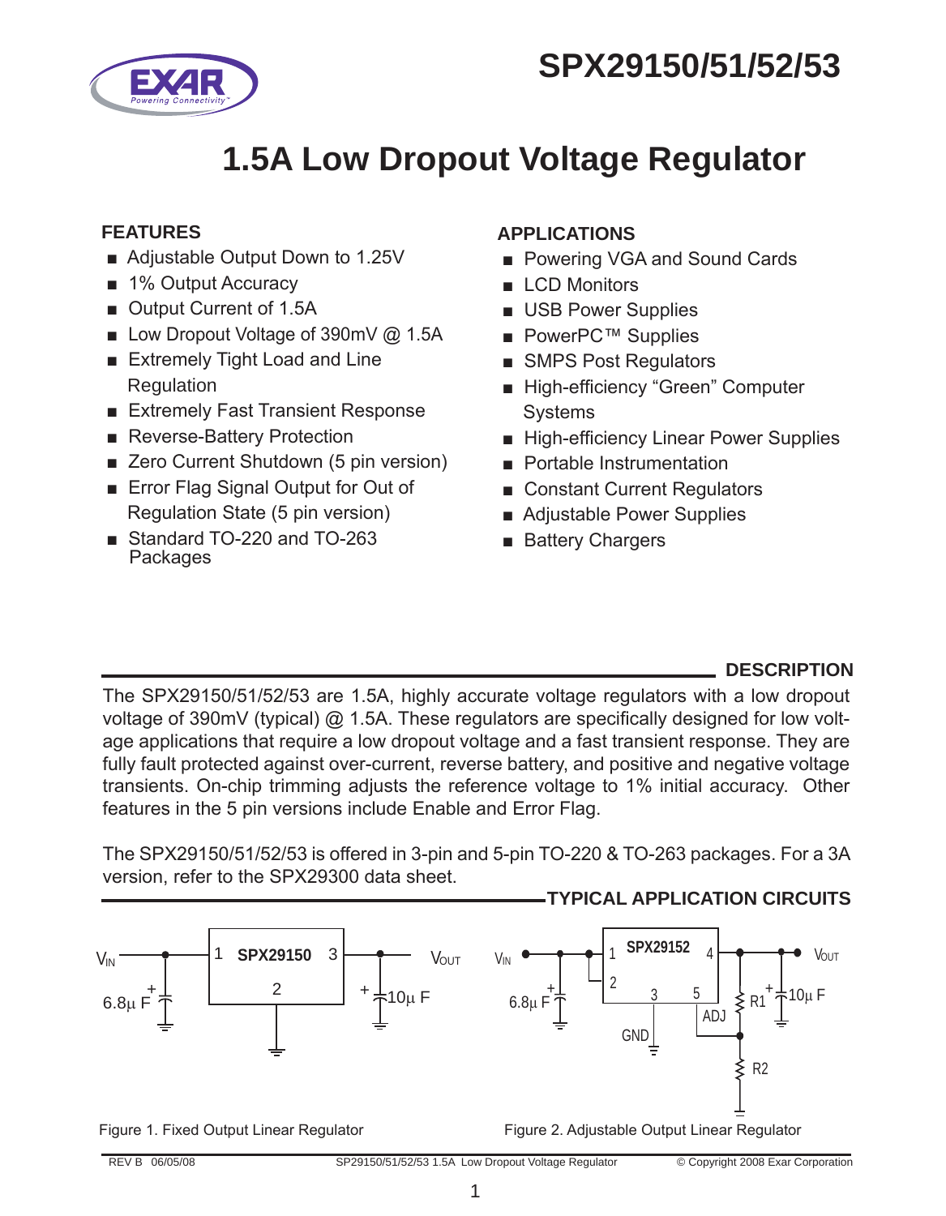# SPX29150/51/52/53

# 1.5A Low Dropout Voltage Regulator

## FEATURES

- Adjustable Output Down to 1.25V
- 1% Output Accuracy
- Output Current of 1.5A
- Low Dropout Voltage of 390mV @ 1.5A
- Extremely Tight Load and Line Regulation
- Extremely Fast Transient Response
- Reverse-Battery Protection
- Zero Current Shutdown (5 pin version)
- Error Flag Signal Output for Out of Regulation State (5 pin version)
- Standard TO-220 and TO-263 Packages

## APPLICATIONS

- Powering VGA and Sound Cards
- LCD Monitors
- USB Power Supplies
- PowerPC™ Supplies
- SMPS Post Regulators
- High-efficiency "Green" Computer Systems
- High-efficiency Linear Power Supplies
- Portable Instrumentation
- Constant Current Regulators
- Adjustable Power Supplies
- Battery Chargers

## DESCRIPTION

The SPX29150/51/52/53 are 1.5A, highly accurate voltage regulators with a low dropout voltage of 390mV (typical) @ 1.5A. These regulators are specifically designed for low voltage applications that require a low dropout voltage and a fast transient response. They are fully fault protected against over-current, reverse battery, and positive and negative voltage transients. On-chip trimming adjusts the reference voltage to 1% initial accuracy. Other features in the 5 pin versions include Enable and Error Flag.

The SPX29150/51/52/53 is offered in 3-pin and 5-pin TO-220 & TO-263 packages. For a 3A version, refer to the SPX29300 data sheet.

## TYPICAL APPLICATION CIRCUITS

Figure 1. Fixed Output Linear Regulator

Figure 2. Adjustable Output Linear Regulator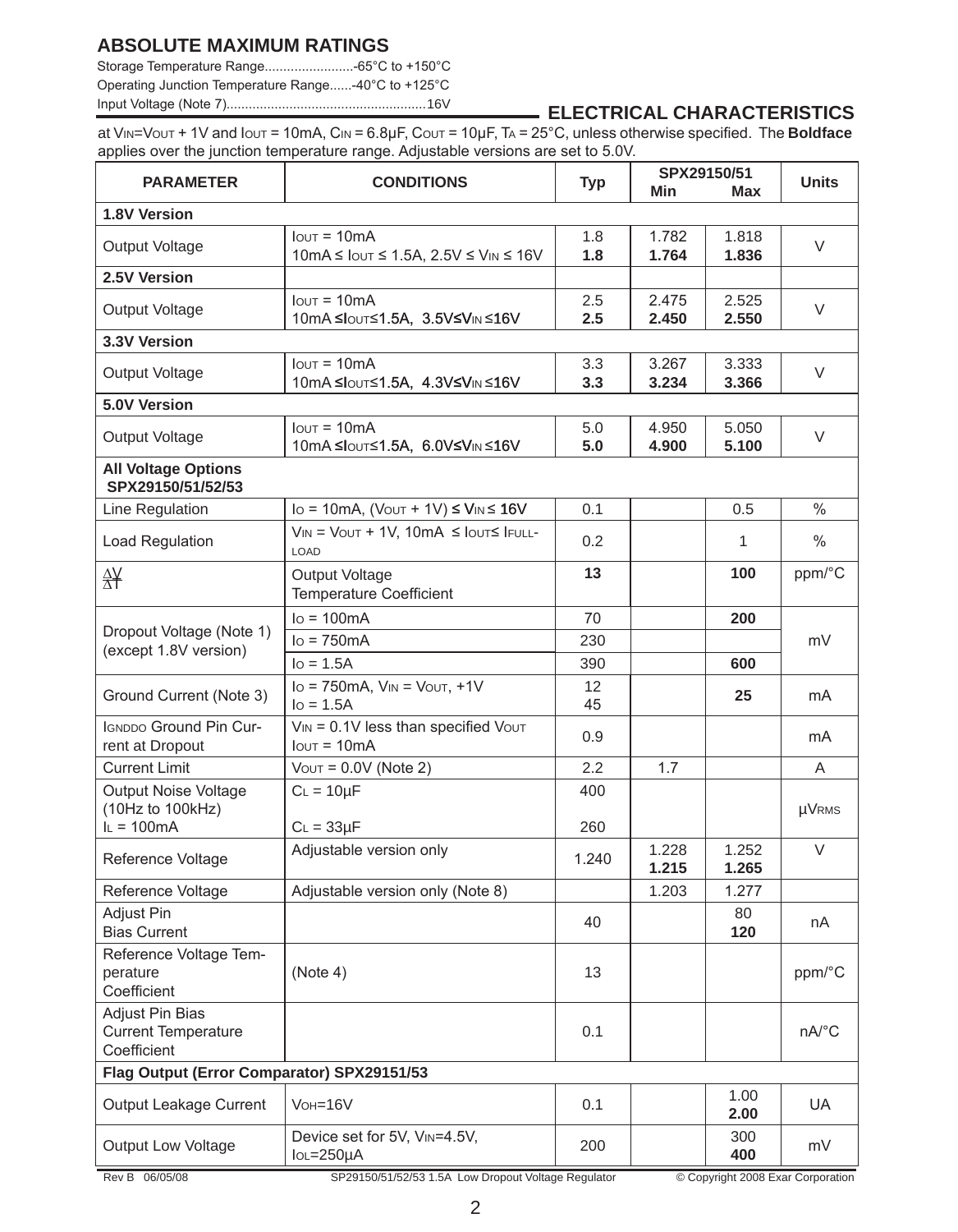## ABSOLUTE MAXIMUM RATINGS

Storage Temperature Range........................-65°C to +150°C
Operating Junction Temperature Range......-40°C to +125°C
Input Voltage (Note 7).....................................................16V

## ELECTRICAL CHARACTERISTICS

at $V_{IN}$=$V_{OUT}$ + 1V and $I_{OUT}$ = 10mA, $C_{IN}$ = 6.8μF, $C_{OUT}$ = 10μF, $T_A$ = 25°C, unless otherwise specified. The **Boldface** applies over the junction temperature range. Adjustable versions are set to 5.0V.

| PARAMETER | CONDITIONS | Typ | SPX29150/51 Min | SPX29150/51 Max | Units |
|---|---|---|---|---|---|
| **1.8V Version** | | | | | |
| Output Voltage | $I_{OUT}$ = 10mA<br>10mA ≤ $I_{OUT}$ ≤ 1.5A, 2.5V ≤ $V_{IN}$ ≤ 16V | 1.8<br>**1.8** | 1.782<br>**1.764** | 1.818<br>**1.836** | V |
| **2.5V Version** | | | | | |
| Output Voltage | $I_{OUT}$ = 10mA<br>10mA ≤$I_{OUT}$≤1.5A, 3.5V≤$V_{IN}$ ≤16V | 2.5<br>**2.5** | 2.475<br>**2.450** | 2.525<br>**2.550** | V |
| **3.3V Version** | | | | | |
| Output Voltage | $I_{OUT}$ = 10mA<br>10mA ≤$I_{OUT}$≤1.5A, 4.3V≤$V_{IN}$ ≤16V | 3.3<br>**3.3** | 3.267<br>**3.234** | 3.333<br>**3.366** | V |
| **5.0V Version** | | | | | |
| Output Voltage | $I_{OUT}$ = 10mA<br>10mA ≤$I_{OUT}$≤1.5A, 6.0V≤$V_{IN}$ ≤16V | 5.0<br>**5.0** | 4.950<br>**4.900** | 5.050<br>**5.100** | V |
| **All Voltage Options SPX29150/51/52/53** | | | | | |
| Line Regulation | $I_O$ = 10mA, ($V_{OUT}$ + 1V) ≤ $V_{IN}$ ≤ 16V | 0.1 | | 0.5 | % |
| Load Regulation | $V_{IN}$ = $V_{OUT}$ + 1V, 10mA ≤ $I_{OUT}$≤ $I_{FULL-LOAD}$ | 0.2 | | 1 | % |
| $\frac{\Delta V}{\Delta T}$ | Output Voltage Temperature Coefficient | **13** | | **100** | ppm/°C |
| Dropout Voltage (Note 1) (except 1.8V version) | $I_O$ = 100mA | 70 | | **200** | mV |
| | $I_O$ = 750mA | 230 | | | |
| | $I_O$ = 1.5A | 390 | | **600** | |
| Ground Current (Note 3) | $I_O$ = 750mA, $V_{IN}$ = $V_{OUT}$, +1V<br>$I_O$ = 1.5A | 12<br>45 | | **25** | mA |
| $I_{GNDDO}$ Ground Pin Current at Dropout | $V_{IN}$ = 0.1V less than specified $V_{OUT}$<br>$I_{OUT}$ = 10mA | 0.9 | | | mA |
| Current Limit | $V_{OUT}$ = 0.0V (Note 2) | 2.2 | 1.7 | | A |
| Output Noise Voltage (10Hz to 100kHz) $I_L$ = 100mA | $C_L$ = 10μF<br>$C_L$ = 33μF | 400<br>260 | | | μV_RMS |
| Reference Voltage | Adjustable version only | 1.240 | 1.228<br>**1.215** | 1.252<br>**1.265** | V |
| Reference Voltage | Adjustable version only (Note 8) | | 1.203 | 1.277 | |
| Adjust Pin Bias Current | | 40 | | 80<br>**120** | nA |
| Reference Voltage Temperature Coefficient | (Note 4) | 13 | | | ppm/°C |
| Adjust Pin Bias Current Temperature Coefficient | | 0.1 | | | nA/°C |
| **Flag Output (Error Comparator) SPX29151/53** | | | | | |
| Output Leakage Current | $V_{OH}$=16V | 0.1 | | 1.00<br>**2.00** | UA |
| Output Low Voltage | Device set for 5V, $V_{IN}$=4.5V, $I_{OL}$=250μA | 200 | | 300<br>**400** | mV |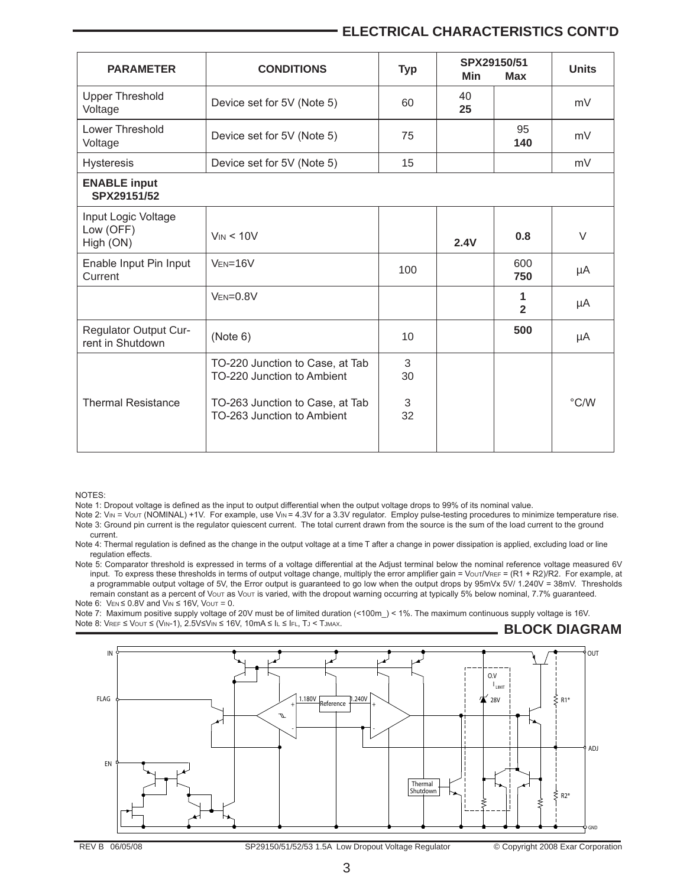## ELECTRICAL CHARACTERISTICS CONT'D

| PARAMETER | CONDITIONS | Typ | SPX29150/51 Min | Max | Units |
|---|---|---|---|---|---|
| Upper Threshold Voltage | Device set for 5V (Note 5) | 60 | 40 **25** | | mV |
| Lower Threshold Voltage | Device set for 5V (Note 5) | 75 | | 95 **140** | mV |
| Hysteresis | Device set for 5V (Note 5) | 15 | | | mV |
| **ENABLE input SPX29151/52** | | | | | |
| Input Logic Voltage Low (OFF) High (ON) | $V_{IN}$ < 10V | | **2.4V** | **0.8** | V |
| Enable Input Pin Input Current | $V_{EN}$=16V | 100 | | 600 **750** | μA |
| | $V_{EN}$=0.8V | | | **1** **2** | μA |
| Regulator Output Current in Shutdown | (Note 6) | 10 | | **500** | μA |
| Thermal Resistance | TO-220 Junction to Case, at Tab<br>TO-220 Junction to Ambient<br>TO-263 Junction to Case, at Tab<br>TO-263 Junction to Ambient | 3<br>30<br>3<br>32 | | | °C/W |

NOTES:

Note 1: Dropout voltage is defined as the input to output differential when the output voltage drops to 99% of its nominal value.

Note 2: $V_{IN} = V_{OUT}$ (NOMINAL) +1V. For example, use $V_{IN}$ = 4.3V for a 3.3V regulator. Employ pulse-testing procedures to minimize temperature rise.

Note 3: Ground pin current is the regulator quiescent current. The total current drawn from the source is the sum of the load current to the ground current.

Note 4: Thermal regulation is defined as the change in the output voltage at a time T after a change in power dissipation is applied, excluding load or line regulation effects.

Note 5: Comparator threshold is expressed in terms of a voltage differential at the Adjust terminal below the nominal reference voltage measured 6V input. To express these thresholds in terms of output voltage change, multiply the error amplifier gain = $V_{OUT}/V_{REF}$ = (R1 + R2)/R2. For example, at a programmable output voltage of 5V, the Error output is guaranteed to go low when the output drops by 95mVx 5V/ 1.240V = 38mV. Thresholds remain constant as a percent of $V_{OUT}$ as $V_{OUT}$ is varied, with the dropout warning occurring at typically 5% below nominal, 7.7% guaranteed.

Note 6: $V_{EN} \leq$ 0.8V and $V_{IN} \leq$ 16V, $V_{OUT}$ = 0.

Note 7: Maximum positive supply voltage of 20V must be of limited duration (<100m_) < 1%. The maximum continuous supply voltage is 16V.

Note 8: $V_{REF} \leq V_{OUT} \leq (V_{IN}$-1), 2.5V≤$V_{IN}$ ≤ 16V, 10mA ≤ $I_L \leq I_{FL}$, $T_J < T_{JMAX}$.

## BLOCK DIAGRAM

IN, FLAG, EN, 1.180V, Reference, 1.240V, O.V, $I_{LIMIT}$, 28V, Thermal Shutdown, R1*, R2*, OUT, ADJ, GND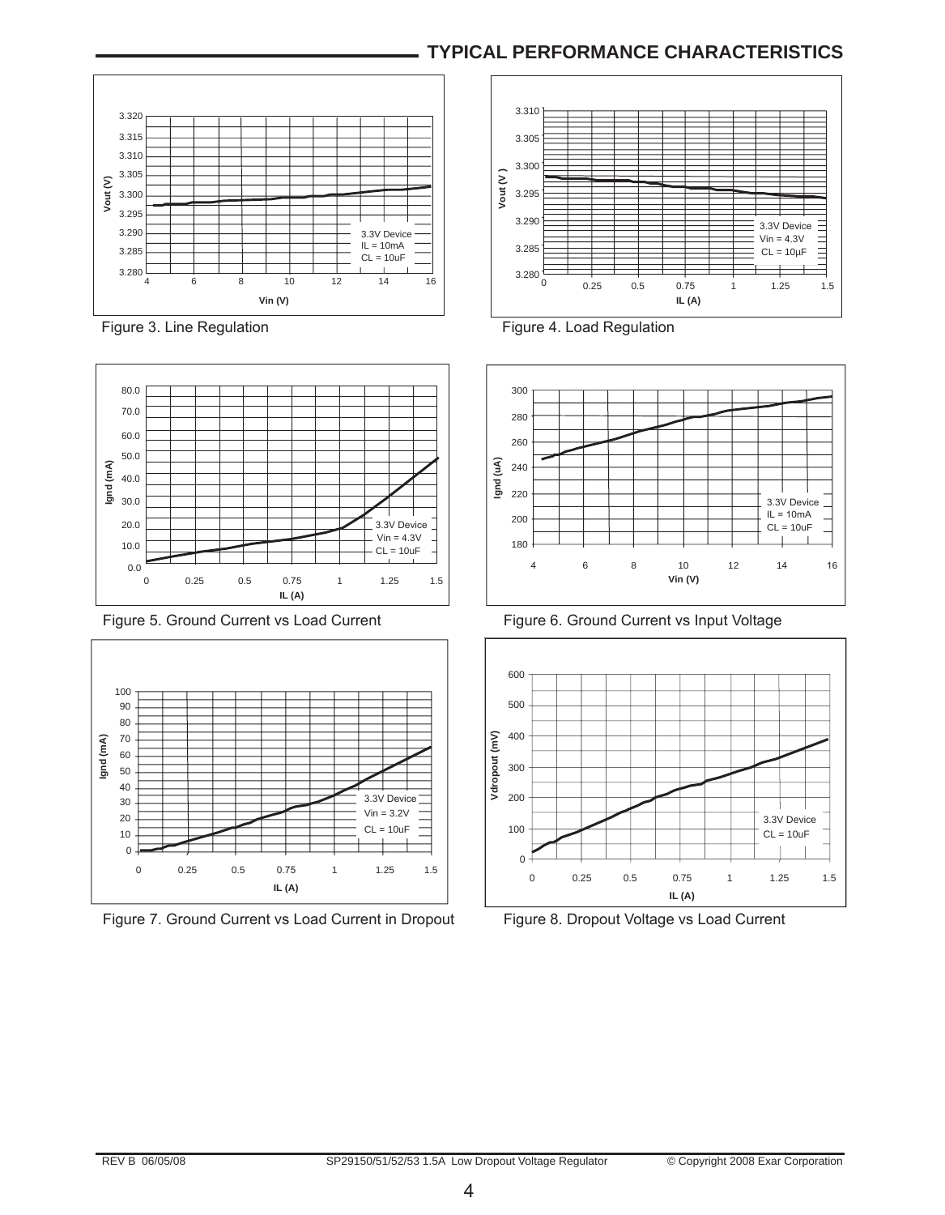## TYPICAL PERFORMANCE CHARACTERISTICS

Figure 3. Line Regulation

Figure 4. Load Regulation

Figure 5. Ground Current vs Load Current

Figure 6. Ground Current vs Input Voltage

Figure 7. Ground Current vs Load Current in Dropout

Figure 8. Dropout Voltage vs Load Current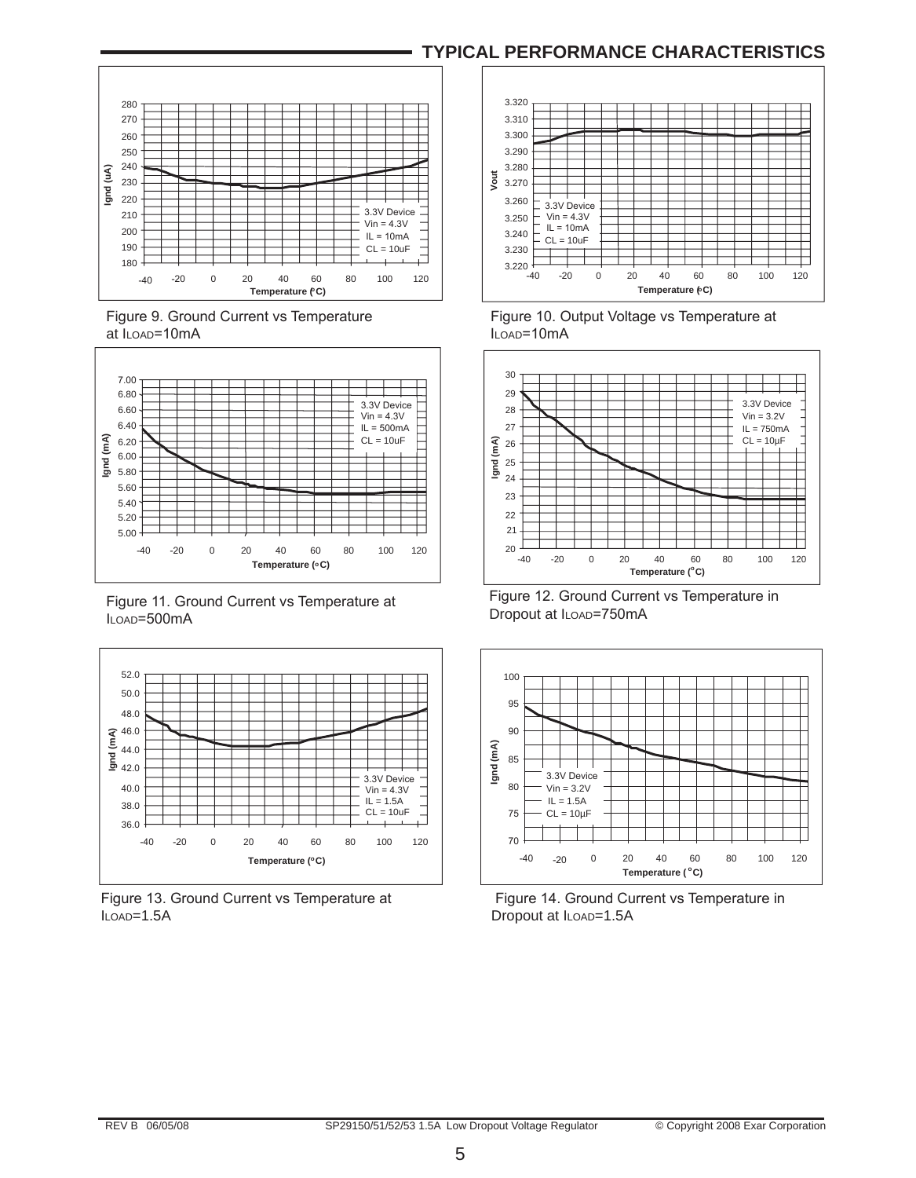## TYPICAL PERFORMANCE CHARACTERISTICS

Figure 9. Ground Current vs Temperature at $I_{LOAD}$=10mA

Figure 10. Output Voltage vs Temperature at $I_{LOAD}$=10mA

Figure 11. Ground Current vs Temperature at $I_{LOAD}$=500mA

Figure 12. Ground Current vs Temperature in Dropout at $I_{LOAD}$=750mA

Figure 13. Ground Current vs Temperature at $I_{LOAD}$=1.5A

Figure 14. Ground Current vs Temperature in Dropout at $I_{LOAD}$=1.5A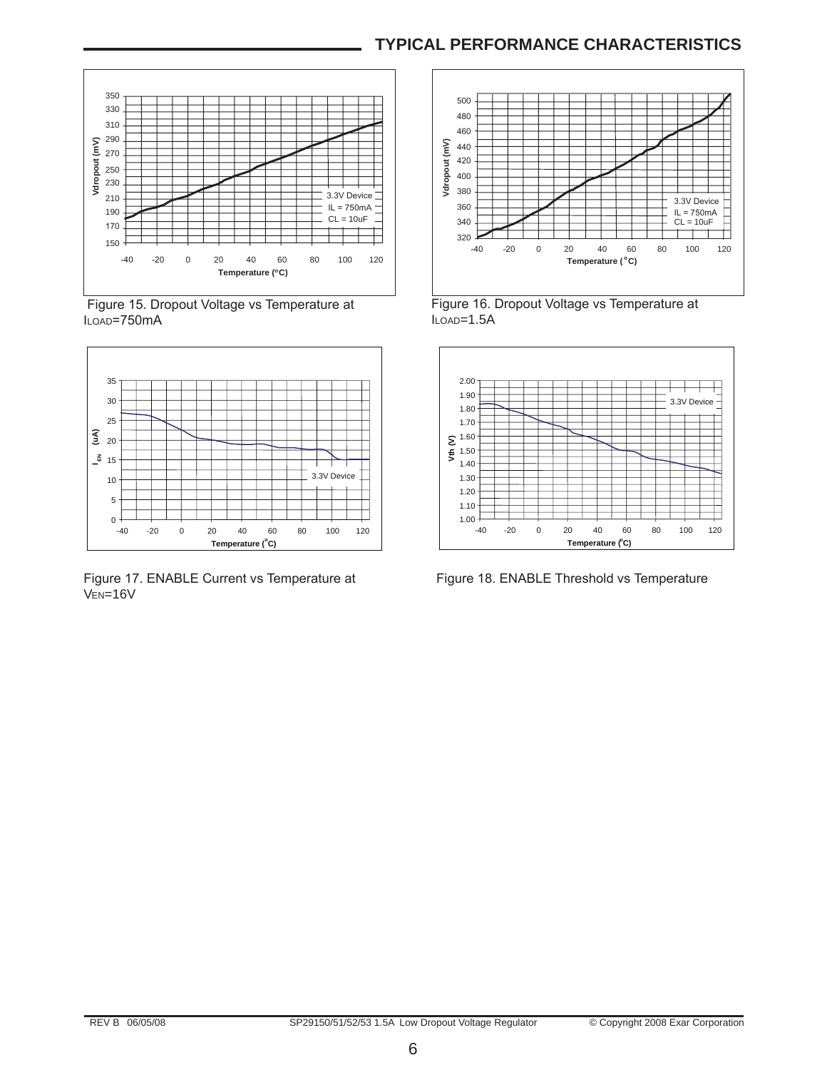## TYPICAL PERFORMANCE CHARACTERISTICS

Figure 15. Dropout Voltage vs Temperature at $I_{LOAD}$=750mA

Figure 16. Dropout Voltage vs Temperature at $I_{LOAD}$=1.5A

Figure 17. ENABLE Current vs Temperature at $V_{EN}$=16V

Figure 18. ENABLE Threshold vs Temperature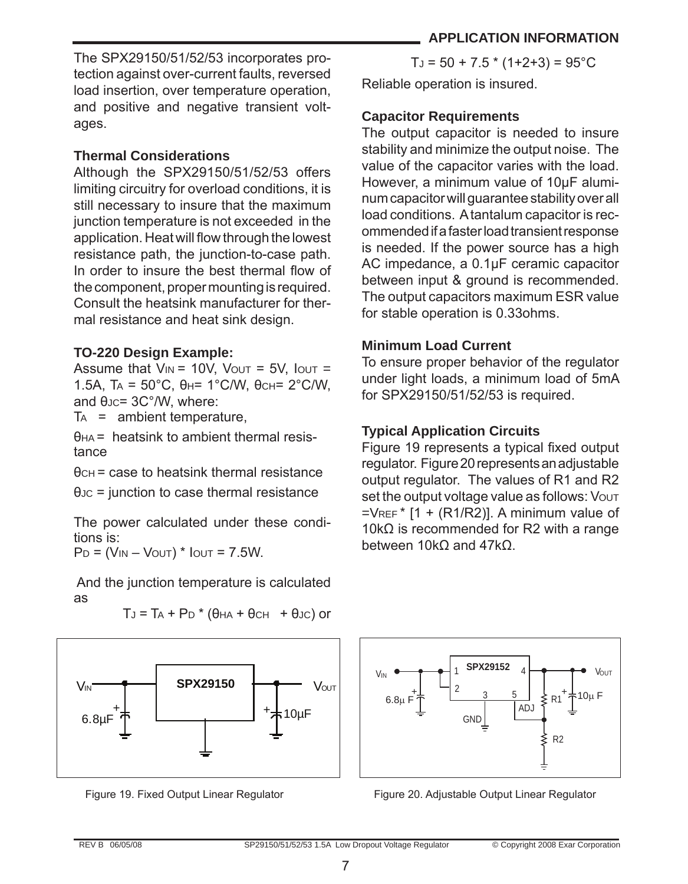## APPLICATION INFORMATION

The SPX29150/51/52/53 incorporates protection against over-current faults, reversed load insertion, over temperature operation, and positive and negative transient voltages.

### Thermal Considerations

Although the SPX29150/51/52/53 offers limiting circuitry for overload conditions, it is still necessary to insure that the maximum junction temperature is not exceeded in the application. Heat will flow through the lowest resistance path, the junction-to-case path. In order to insure the best thermal flow of the component, proper mounting is required. Consult the heatsink manufacturer for thermal resistance and heat sink design.

### TO-220 Design Example:

Assume that $V_{IN}$ = 10V, $V_{OUT}$ = 5V, $I_{OUT}$ = 1.5A, $T_A$ = 50°C, $\theta_H$= 1°C/W, $\theta_{CH}$= 2°C/W, and $\theta_{JC}$= 3C°/W, where:

$T_A$ = ambient temperature,

$\theta_{HA}$ = heatsink to ambient thermal resistance

$\theta_{CH}$ = case to heatsink thermal resistance

$\theta_{JC}$ = junction to case thermal resistance

The power calculated under these conditions is:

$P_D = (V_{IN} – V_{OUT}) * I_{OUT}$ = 7.5W.

And the junction temperature is calculated as

$$T_J = T_A + P_D * (\theta_{HA} + \theta_{CH} + \theta_{JC}) \text{ or}$$

$$T_J = 50 + 7.5 * (1+2+3) = 95°C$$

Reliable operation is insured.

### Capacitor Requirements

The output capacitor is needed to insure stability and minimize the output noise. The value of the capacitor varies with the load. However, a minimum value of 10µF aluminum capacitor will guarantee stability over all load conditions. A tantalum capacitor is recommended if a faster load transient response is needed. If the power source has a high AC impedance, a 0.1µF ceramic capacitor between input & ground is recommended. The output capacitors maximum ESR value for stable operation is 0.33ohms.

### Minimum Load Current

To ensure proper behavior of the regulator under light loads, a minimum load of 5mA for SPX29150/51/52/53 is required.

### Typical Application Circuits

Figure 19 represents a typical fixed output regulator. Figure 20 represents an adjustable output regulator. The values of R1 and R2 set the output voltage value as follows: $V_{OUT} = V_{REF} * [1 + (R1/R2)]$. A minimum value of 10kΩ is recommended for R2 with a range between 10kΩ and 47kΩ.

Figure 19. Fixed Output Linear Regulator

Figure 20. Adjustable Output Linear Regulator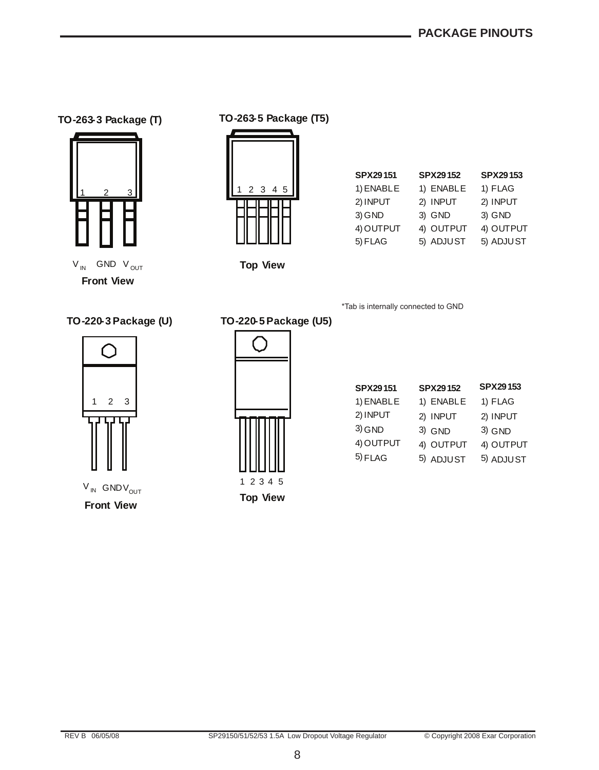## PACKAGE PINOUTS

**TO-263-3 Package (T)**

1 2 3

$V_{IN}$ GND $V_{OUT}$

**Front View**

**TO-263-5 Package (T5)**

1 2 3 4 5

**Top View**

| SPX29151 | SPX29152 | SPX29153 |
|---|---|---|
| 1) ENABLE | 1) ENABLE | 1) FLAG |
| 2) INPUT | 2) INPUT | 2) INPUT |
| 3) GND | 3) GND | 3) GND |
| 4) OUTPUT | 4) OUTPUT | 4) OUTPUT |
| 5) FLAG | 5) ADJUST | 5) ADJUST |

*Tab is internally connected to GND

**TO-220-3 Package (U)**

1 2 3

$V_{IN}$ GND $V_{OUT}$

**Front View**

**TO-220-5 Package (U5)**

1 2 3 4 5

**Top View**

| SPX29151 | SPX29152 | SPX29153 |
|---|---|---|
| 1) ENABLE | 1) ENABLE | 1) FLAG |
| 2) INPUT | 2) INPUT | 2) INPUT |
| 3) GND | 3) GND | 3) GND |
| 4) OUTPUT | 4) OUTPUT | 4) OUTPUT |
| 5) FLAG | 5) ADJUST | 5) ADJUST |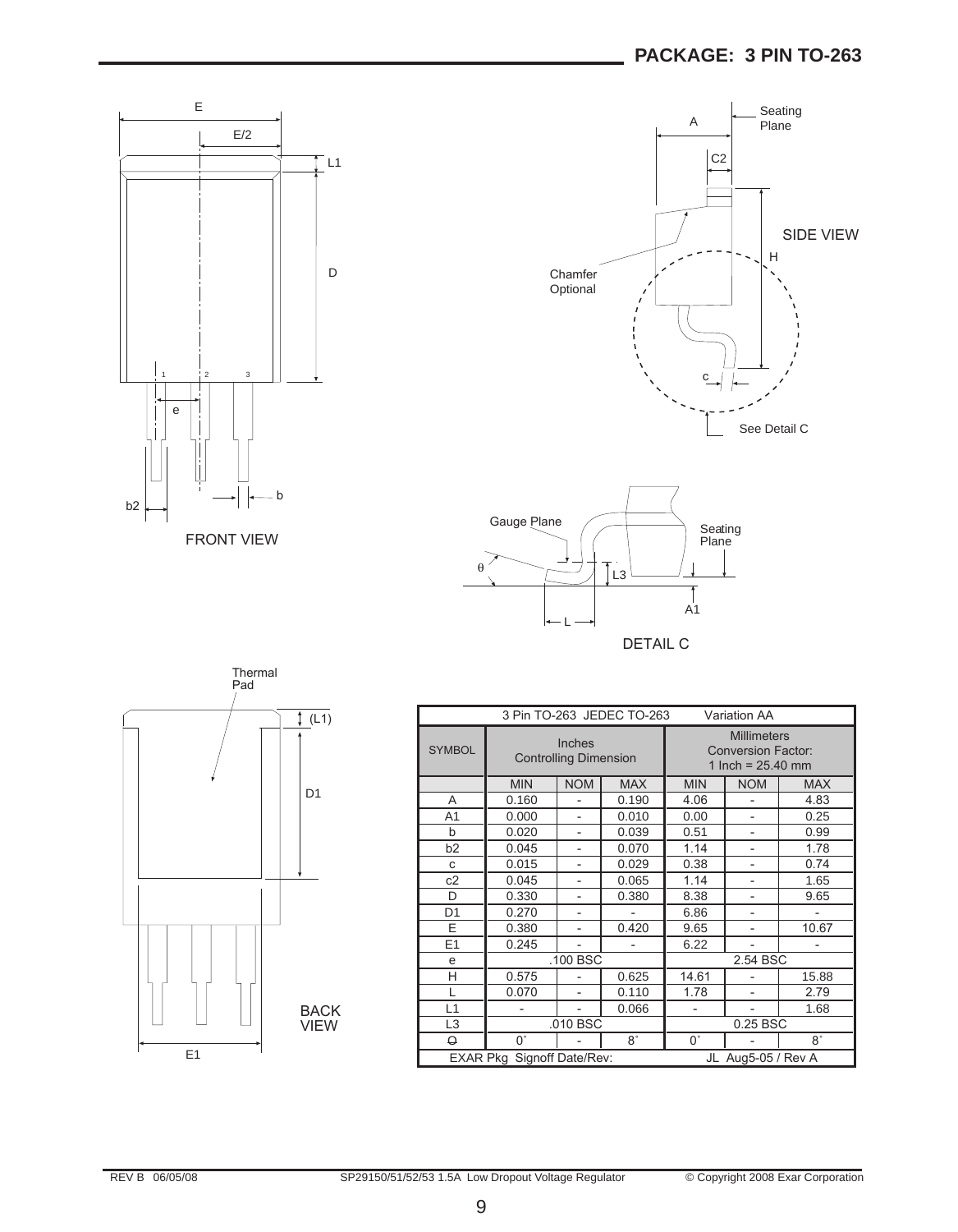## PACKAGE: 3 PIN TO-263

FRONT VIEW

SIDE VIEW

DETAIL C

BACK VIEW

| SYMBOL | Inches Controlling Dimension | | | Millimeters Conversion Factor: 1 Inch = 25.40 mm | | |
|---|---|---|---|---|---|---|
| | MIN | NOM | MAX | MIN | NOM | MAX |
| A | 0.160 | - | 0.190 | 4.06 | - | 4.83 |
| A1 | 0.000 | - | 0.010 | 0.00 | - | 0.25 |
| b | 0.020 | - | 0.039 | 0.51 | - | 0.99 |
| b2 | 0.045 | - | 0.070 | 1.14 | - | 1.78 |
| c | 0.015 | - | 0.029 | 0.38 | - | 0.74 |
| c2 | 0.045 | - | 0.065 | 1.14 | - | 1.65 |
| D | 0.330 | - | 0.380 | 8.38 | - | 9.65 |
| D1 | 0.270 | - | - | 6.86 | - | - |
| E | 0.380 | - | 0.420 | 9.65 | - | 10.67 |
| E1 | 0.245 | - | - | 6.22 | - | - |
| e | .100 BSC | | | 2.54 BSC | | |
| H | 0.575 | - | 0.625 | 14.61 | - | 15.88 |
| L | 0.070 | - | 0.110 | 1.78 | - | 2.79 |
| L1 | - | - | 0.066 | - | - | 1.68 |
| L3 | .010 BSC | | | 0.25 BSC | | |
| Θ | 0° | - | 8° | 0° | - | 8° |

3 Pin TO-263 JEDEC TO-263 Variation AA

EXAR Pkg Signoff Date/Rev: JL Aug5-05 / Rev A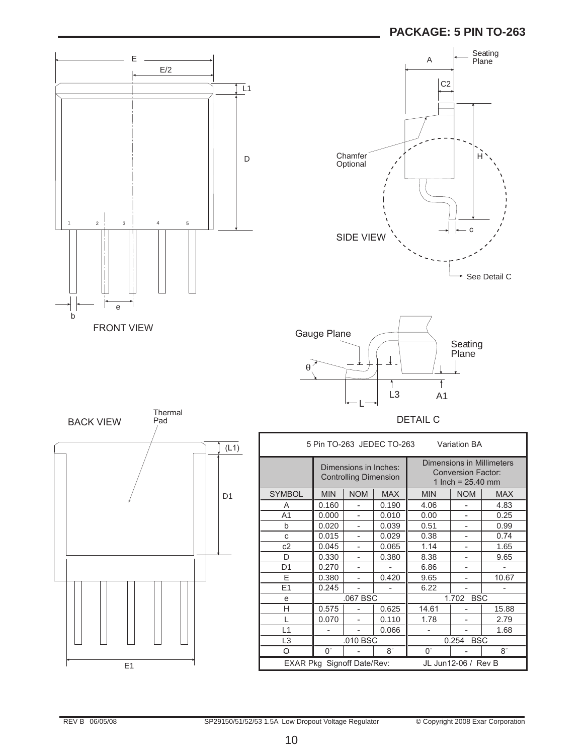## PACKAGE: 5 PIN TO-263

FRONT VIEW

SIDE VIEW

DETAIL C

BACK VIEW

| 5 Pin TO-263 JEDEC TO-263 Variation BA | | | | | | |
|---|---|---|---|---|---|---|
| | Dimensions in Inches: Controlling Dimension | | | Dimensions in Millimeters Conversion Factor: 1 Inch = 25.40 mm | | |
| SYMBOL | MIN | NOM | MAX | MIN | NOM | MAX |
| A | 0.160 | - | 0.190 | 4.06 | - | 4.83 |
| A1 | 0.000 | - | 0.010 | 0.00 | - | 0.25 |
| b | 0.020 | - | 0.039 | 0.51 | - | 0.99 |
| c | 0.015 | - | 0.029 | 0.38 | - | 0.74 |
| c2 | 0.045 | - | 0.065 | 1.14 | - | 1.65 |
| D | 0.330 | - | 0.380 | 8.38 | - | 9.65 |
| D1 | 0.270 | - | - | 6.86 | - | - |
| E | 0.380 | - | 0.420 | 9.65 | - | 10.67 |
| E1 | 0.245 | - | - | 6.22 | - | - |
| e | | .067 BSC | | | 1.702 BSC | |
| H | 0.575 | - | 0.625 | 14.61 | - | 15.88 |
| L | 0.070 | - | 0.110 | 1.78 | - | 2.79 |
| L1 | - | - | 0.066 | - | - | 1.68 |
| L3 | | .010 BSC | | | 0.254 BSC | |
| $\theta$ | 0° | - | 8° | 0° | - | 8° |
| EXAR Pkg Signoff Date/Rev: | | | | JL Jun12-06 / Rev B | | |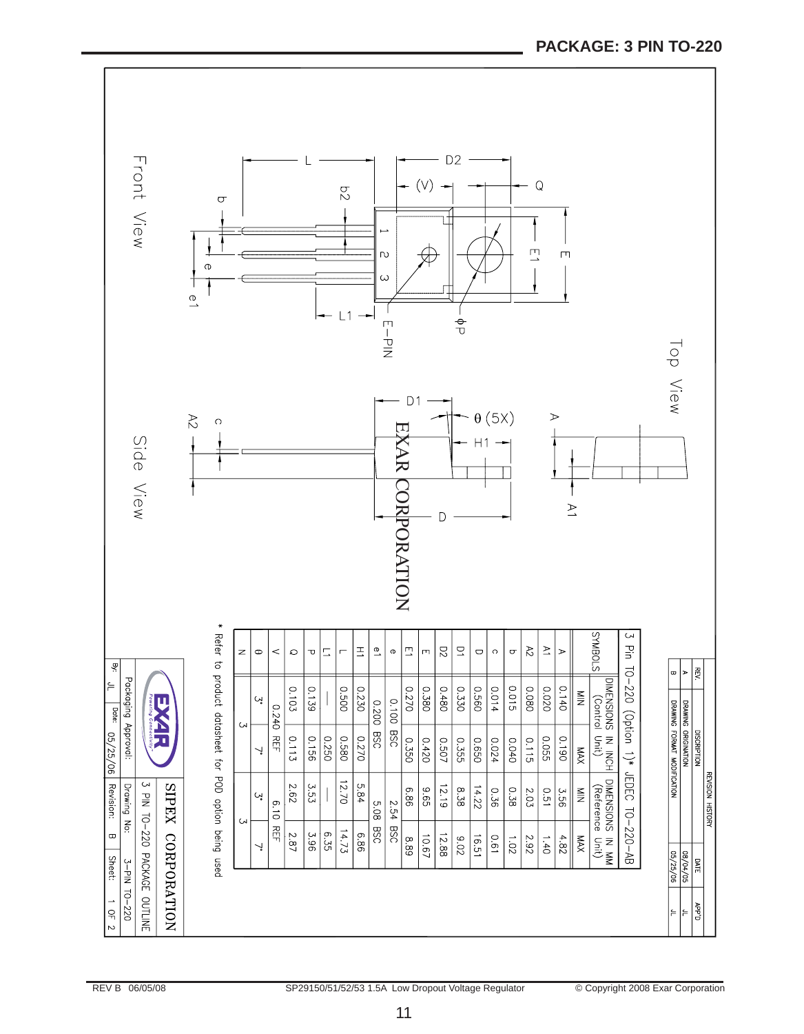## PACKAGE: 3 PIN TO-220

| REV. | DESCRIPTION | DATE | APP'D |
|---|---|---|---|
| A | DRAWING ORIGINATION | 08/04/05 | JL |
| B | DRAWING FORMAT MODIFICATION | 05/25/06 | JL |

REVISION HISTORY

Top View

Front View

Side View

EXAR CORPORATION

3 Pin TO-220 (Option 1)* JEDEC TO-220-AB

| SYMBOLS | DIMENSIONS IN INCH (Control Unit) MIN | MAX | DIMENSIONS IN MM (Reference Unit) MIN | MAX |
|---|---|---|---|---|
| A | 0.140 | 0.190 | 3.56 | 4.82 |
| A1 | 0.020 | 0.055 | 0.51 | 1.40 |
| A2 | 0.080 | 0.115 | 2.03 | 2.92 |
| b | 0.015 | 0.040 | 0.38 | 1.02 |
| c | 0.014 | 0.024 | 0.36 | 0.61 |
| D | 0.560 | 0.650 | 14.22 | 16.51 |
| D1 | 0.330 | 0.355 | 8.38 | 9.02 |
| D2 | 0.480 | 0.507 | 12.19 | 12.88 |
| E | 0.380 | 0.420 | 9.65 | 10.67 |
| E1 | 0.270 | 0.350 | 6.86 | 8.89 |
| e | 0.100 BSC | | 2.54 BSC | |
| e1 | 0.200 BSC | | 5.08 BSC | |
| H1 | 0.230 | 0.270 | 5.84 | 6.86 |
| L | 0.500 | 0.580 | 12.70 | 14.73 |
| L1 | — | 0.250 | — | 6.35 |
| P | 0.139 | 0.156 | 3.53 | 3.96 |
| Q | 0.103 | 0.113 | 2.62 | 2.87 |
| V | 0.240 REF | | 6.10 REF | |
| θ | 3° | 7° | 3° | 7° |
| N | 3 | | 3 | |

\* Refer to product datasheet for POD option being used

SIPEX CORPORATION

3 PIN TO-220 PACKAGE OUTLINE

Packaging Approval: | Drawing No: 3-PIN TO-220

By: JL | Date: 05/25/06 | Revision: B | Sheet: 1 OF 2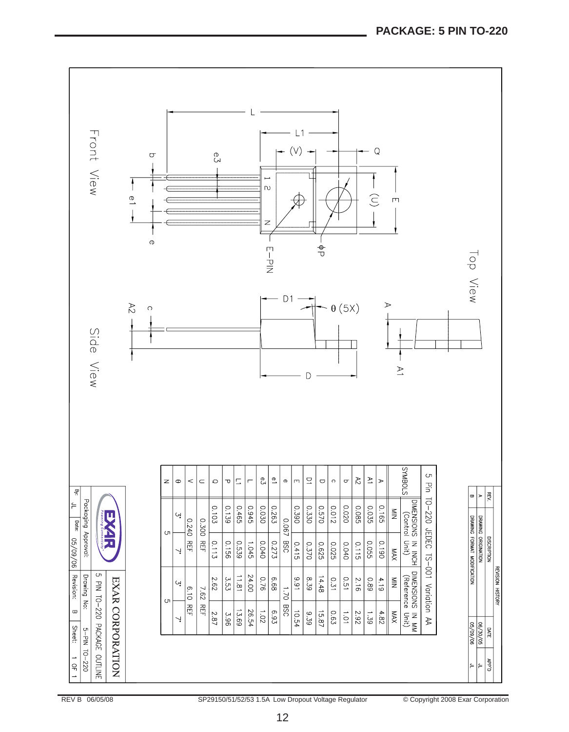## PACKAGE: 5 PIN TO-220

Front View

Top View

Side View

**5 Pin TO-220 JEDEC TS-001 Variation AA**

| SYMBOLS | DIMENSIONS IN INCH (Control Unit) MIN | MAX | DIMENSIONS IN MM (Reference Unit) MIN | MAX |
|---|---|---|---|---|
| A | 0.165 | 0.190 | 4.19 | 4.82 |
| A1 | 0.035 | 0.055 | 0.89 | 1.39 |
| A2 | 0.085 | 0.115 | 2.16 | 2.92 |
| b | 0.020 | 0.040 | 0.51 | 1.01 |
| c | 0.012 | 0.025 | 0.31 | 0.63 |
| D | 0.570 | 0.625 | 14.48 | 15.87 |
| D1 | 0.330 | 0.370 | 8.39 | 9.39 |
| E | 0.390 | 0.415 | 9.91 | 10.54 |
| e | 0.067 BSC | | 1.70 BSC | |
| e1 | 0.263 | 0.273 | 6.68 | 6.93 |
| e3 | 0.030 | 0.040 | 0.76 | 1.02 |
| L | 0.945 | 1.045 | 24.00 | 26.54 |
| L1 | 0.465 | 0.539 | 11.81 | 13.69 |
| P | 0.139 | 0.156 | 3.53 | 3.96 |
| Q | 0.103 | 0.113 | 2.62 | 2.87 |
| U | 0.300 REF | | 7.62 REF | |
| V | 0.240 REF | | 6.10 REF | |
| θ | 3° | 7° | 3° | 7° |
| N | 5 | | 5 | |

**REVISION HISTORY**

| REV. | DISCRIPTION | DATE | APP'D |
|---|---|---|---|
| A | DRAWING ORIGINATION | 06/30/05 | JL |
| B | DRAWING FORMAT MODIFICATION | 05/09/06 | JL |

**EXAR CORPORATION**

5 PIN TO-220 PACKAGE OUTLINE

Packaging Approval: | Drawing No: 5-PIN TO-220

By: JL | Date: 05/09/06 | Revision: B | Sheet: 1 OF 1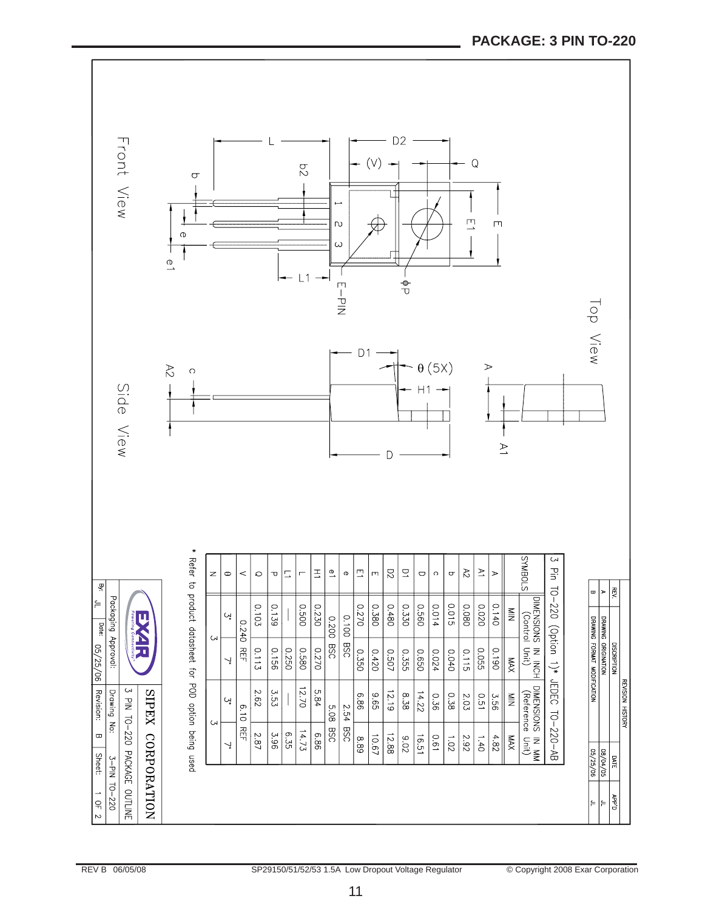# PACKAGE: 3 PIN TO-220

Front View

Top View

Side View

L, b2, D2, (V), Q, b, e, e1, E1, E, L1, E-PIN, φP, D1, θ (5X), H1, A, A2, c, A1, D

| REV. | DESCRIPTION | DATE | APP'D |
|---|---|---|---|
| A | DRAWING ORIGINATION | 08/04/05 | JL |
| B | DRAWING FORMAT MODIFICATION | 05/25/06 | JL |

3 Pin TO-220 (Option 1)* JEDEC TO-220-AB

| SYMBOLS | DIMENSIONS IN INCH (Control Unit) MIN | MAX | DIMENSIONS IN MM (Reference Unit) MIN | MAX |
|---|---|---|---|---|
| A | 0.140 | 0.190 | 3.56 | 4.82 |
| A1 | 0.020 | 0.055 | 0.51 | 1.40 |
| A2 | 0.080 | 0.115 | 2.03 | 2.92 |
| b | 0.015 | 0.040 | 0.38 | 1.02 |
| c | 0.014 | 0.024 | 0.36 | 0.61 |
| D | 0.560 | 0.650 | 14.22 | 16.51 |
| D1 | 0.330 | 0.355 | 8.38 | 9.02 |
| D2 | 0.480 | 0.507 | 12.19 | 12.88 |
| E | 0.380 | 0.420 | 9.65 | 10.67 |
| E1 | 0.270 | 0.350 | 6.86 | 8.89 |
| e | 0.100 BSC | | 2.54 BSC | |
| e1 | 0.200 BSC | | 5.08 BSC | |
| H1 | 0.230 | 0.270 | 5.84 | 6.86 |
| L | 0.500 | 0.580 | 12.70 | 14.73 |
| L1 | — | 0.250 | — | 6.35 |
| P | 0.139 | 0.156 | 3.53 | 3.96 |
| Q | 0.103 | 0.113 | 2.62 | 2.87 |
| V | 0.240 REF | | 6.10 REF | |
| θ | 3° | 7° | 3° | 7° |
| N | 3 | | 3 | |

\* Refer to product datasheet for POD option being used

EXAR Powering Connectivity

SIPEX CORPORATION

3 PIN TO-220 PACKAGE OUTLINE

Packaging Approval: | Drawing No: 3-PIN TO-220

By: JL | Date: 05/25/06 | Revision: B | Sheet: 1 OF 2